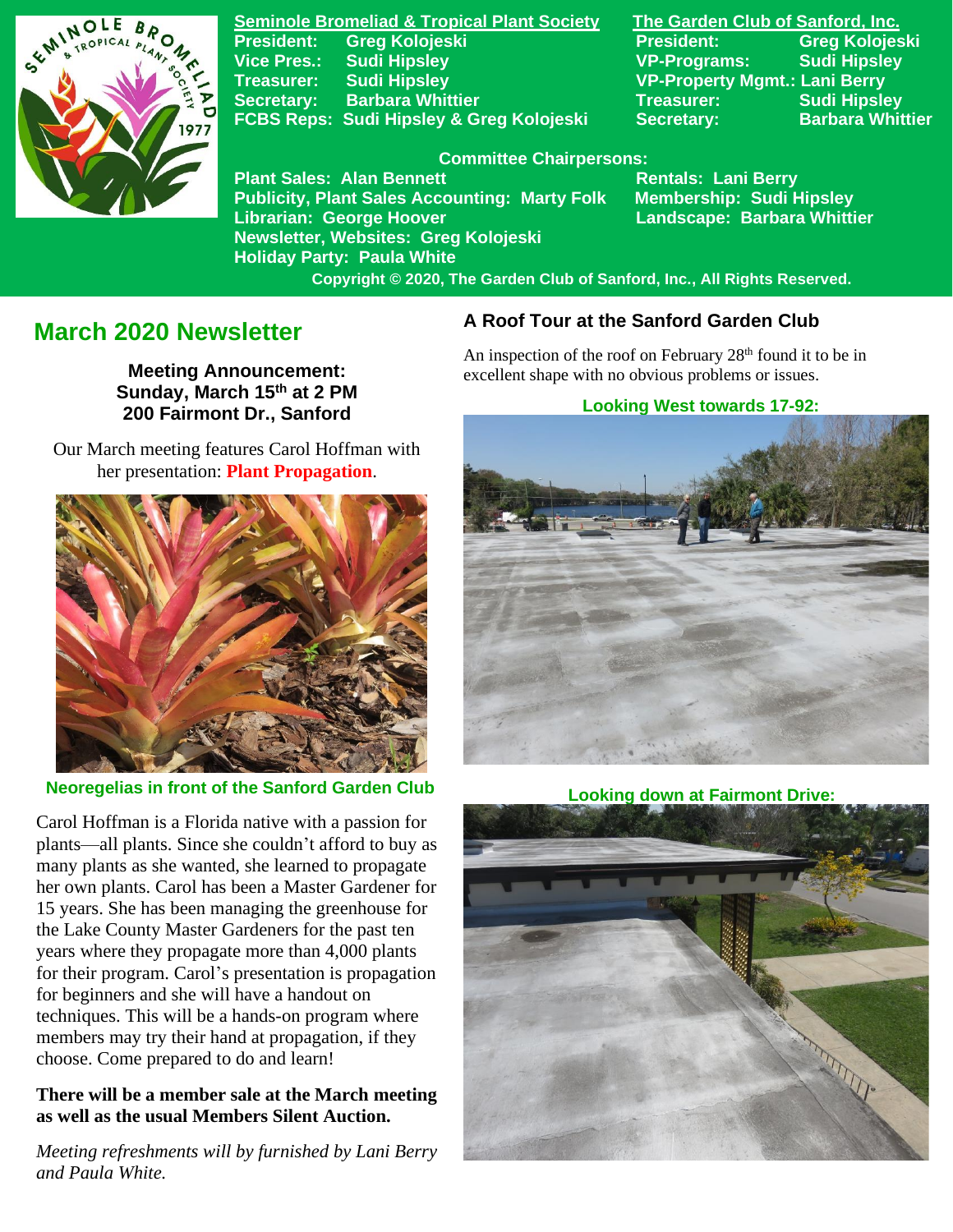**Seminole Bromeliad & Tropical Plant Society**

President: Greg Kolojeski
Vice Pres.: Sudi Hipsley
Treasurer: Sudi Hipsley
Secretary: Barbara Whittier
FCBS Reps: Sudi Hipsley & Greg Kolojeski

**The Garden Club of Sanford, Inc.**

President: Greg Kolojeski
VP-Programs: Sudi Hipsley
VP-Property Mgmt.: Lani Berry
Treasurer: Sudi Hipsley
Secretary: Barbara Whittier

**Committee Chairpersons:**

Plant Sales: Alan Bennett
Publicity, Plant Sales Accounting: Marty Folk
Librarian: George Hoover
Newsletter, Websites: Greg Kolojeski
Holiday Party: Paula White
Rentals: Lani Berry
Membership: Sudi Hipsley
Landscape: Barbara Whittier

Copyright © 2020, The Garden Club of Sanford, Inc., All Rights Reserved.

# March 2020 Newsletter

**Meeting Announcement:**
**Sunday, March 15th at 2 PM**
**200 Fairmont Dr., Sanford**

Our March meeting features Carol Hoffman with her presentation: **Plant Propagation**.

Neoregelias in front of the Sanford Garden Club

Carol Hoffman is a Florida native with a passion for plants—all plants. Since she couldn't afford to buy as many plants as she wanted, she learned to propagate her own plants. Carol has been a Master Gardener for 15 years. She has been managing the greenhouse for the Lake County Master Gardeners for the past ten years where they propagate more than 4,000 plants for their program. Carol's presentation is propagation for beginners and she will have a handout on techniques. This will be a hands-on program where members may try their hand at propagation, if they choose. Come prepared to do and learn!

**There will be a member sale at the March meeting as well as the usual Members Silent Auction.**

*Meeting refreshments will by furnished by Lani Berry and Paula White.*

## A Roof Tour at the Sanford Garden Club

An inspection of the roof on February 28th found it to be in excellent shape with no obvious problems or issues.

Looking West towards 17-92:

Looking down at Fairmont Drive: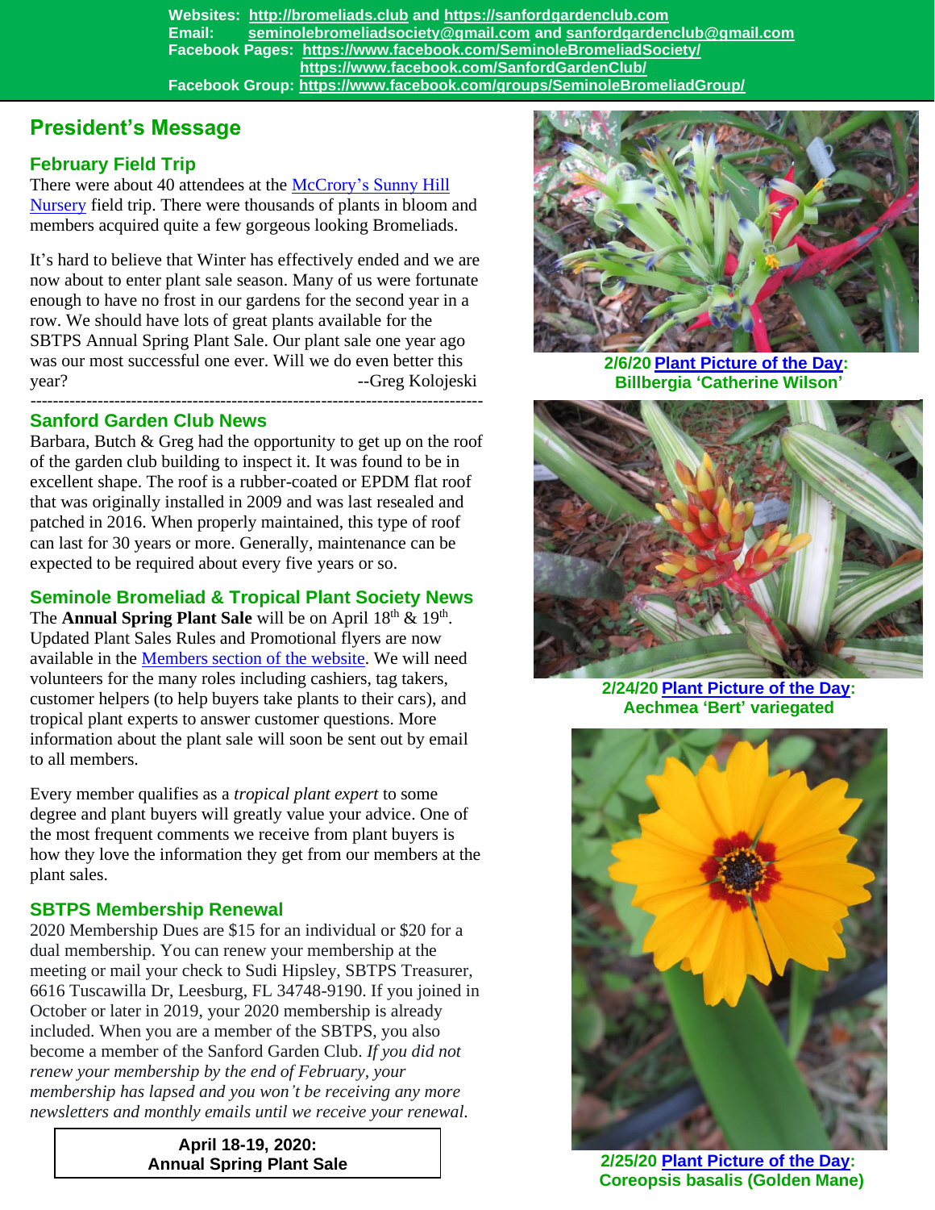**Websites:** http://bromeliads.club and https://sanfordgardenclub.com
**Email:** seminolebromeliadsociety@gmail.com and sanfordgardenclub@gmail.com
**Facebook Pages:** https://www.facebook.com/SeminoleBromeliadSociety/
https://www.facebook.com/SanfordGardenClub/
**Facebook Group:** https://www.facebook.com/groups/SeminoleBromeliadGroup/

## President's Message

### February Field Trip

There were about 40 attendees at the McCrory's Sunny Hill Nursery field trip. There were thousands of plants in bloom and members acquired quite a few gorgeous looking Bromeliads.

It's hard to believe that Winter has effectively ended and we are now about to enter plant sale season. Many of us were fortunate enough to have no frost in our gardens for the second year in a row. We should have lots of great plants available for the SBTPS Annual Spring Plant Sale. Our plant sale one year ago was our most successful one ever. Will we do even better this year? --Greg Kolojeski

---

### Sanford Garden Club News

Barbara, Butch & Greg had the opportunity to get up on the roof of the garden club building to inspect it. It was found to be in excellent shape. The roof is a rubber-coated or EPDM flat roof that was originally installed in 2009 and was last resealed and patched in 2016. When properly maintained, this type of roof can last for 30 years or more. Generally, maintenance can be expected to be required about every five years or so.

### Seminole Bromeliad & Tropical Plant Society News

The **Annual Spring Plant Sale** will be on April 18th & 19th. Updated Plant Sales Rules and Promotional flyers are now available in the Members section of the website. We will need volunteers for the many roles including cashiers, tag takers, customer helpers (to help buyers take plants to their cars), and tropical plant experts to answer customer questions. More information about the plant sale will soon be sent out by email to all members.

Every member qualifies as a *tropical plant expert* to some degree and plant buyers will greatly value your advice. One of the most frequent comments we receive from plant buyers is how they love the information they get from our members at the plant sales.

### SBTPS Membership Renewal

2020 Membership Dues are $15 for an individual or $20 for a dual membership. You can renew your membership at the meeting or mail your check to Sudi Hipsley, SBTPS Treasurer, 6616 Tuscawilla Dr, Leesburg, FL 34748-9190. If you joined in October or later in 2019, your 2020 membership is already included. When you are a member of the SBTPS, you also become a member of the Sanford Garden Club. *If you did not renew your membership by the end of February, your membership has lapsed and you won't be receiving any more newsletters and monthly emails until we receive your renewal.*

**April 18-19, 2020:**
**Annual Spring Plant Sale**

**2/6/20 Plant Picture of the Day: Billbergia 'Catherine Wilson'**

**2/24/20 Plant Picture of the Day: Aechmea 'Bert' variegated**

**2/25/20 Plant Picture of the Day: Coreopsis basalis (Golden Mane)**